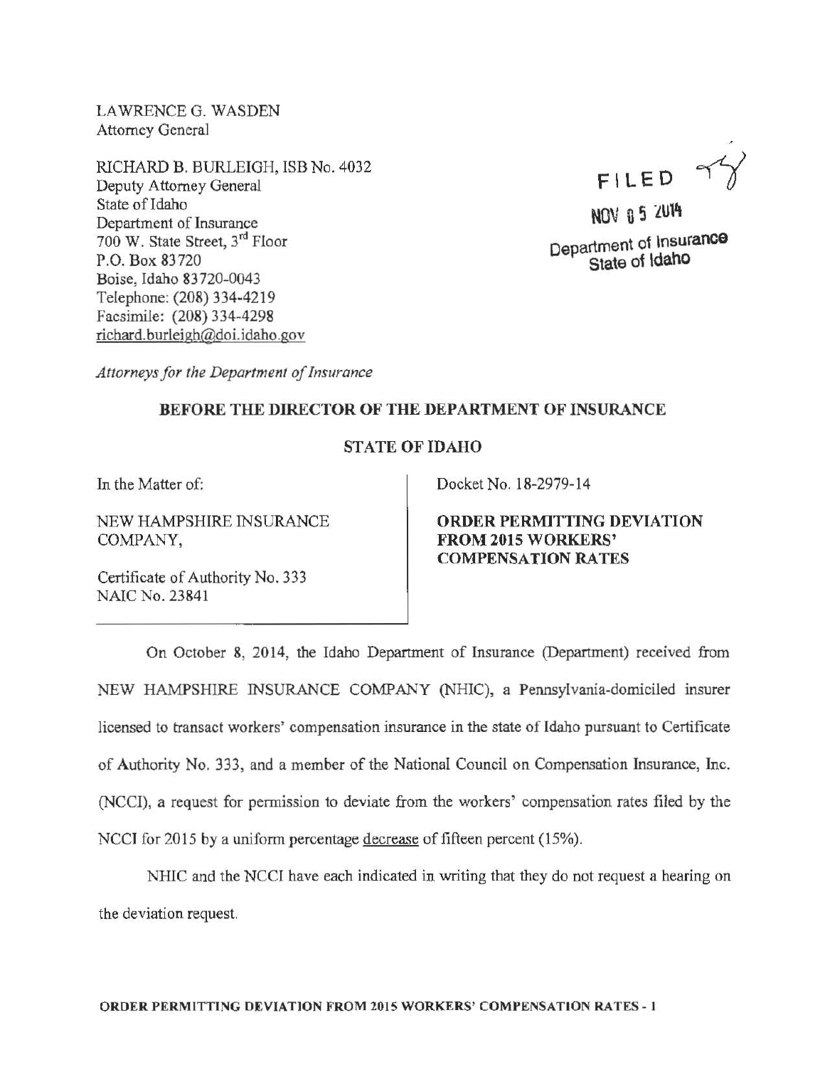LAWRENCE G. WASDEN
Attorney General

RICHARD B. BURLEIGH, ISB No. 4032
Deputy Attorney General
State of Idaho
Department of Insurance
700 W. State Street, 3rd Floor
P.O. Box 83720
Boise, Idaho 83720-0043
Telephone: (208) 334-4219
Facsimile: (208) 334-4298
richard.burleigh@doi.idaho.gov

FILED
NOV 05 2014
Department of Insurance
State of Idaho

*Attorneys for the Department of Insurance*

**BEFORE THE DIRECTOR OF THE DEPARTMENT OF INSURANCE**

**STATE OF IDAHO**

In the Matter of:

NEW HAMPSHIRE INSURANCE COMPANY,

Certificate of Authority No. 333
NAIC No. 23841

Docket No. 18-2979-14

**ORDER PERMITTING DEVIATION FROM 2015 WORKERS' COMPENSATION RATES**

On October 8, 2014, the Idaho Department of Insurance (Department) received from NEW HAMPSHIRE INSURANCE COMPANY (NHIC), a Pennsylvania-domiciled insurer licensed to transact workers' compensation insurance in the state of Idaho pursuant to Certificate of Authority No. 333, and a member of the National Council on Compensation Insurance, Inc. (NCCI), a request for permission to deviate from the workers' compensation rates filed by the NCCI for 2015 by a uniform percentage decrease of fifteen percent (15%).

NHIC and the NCCI have each indicated in writing that they do not request a hearing on the deviation request.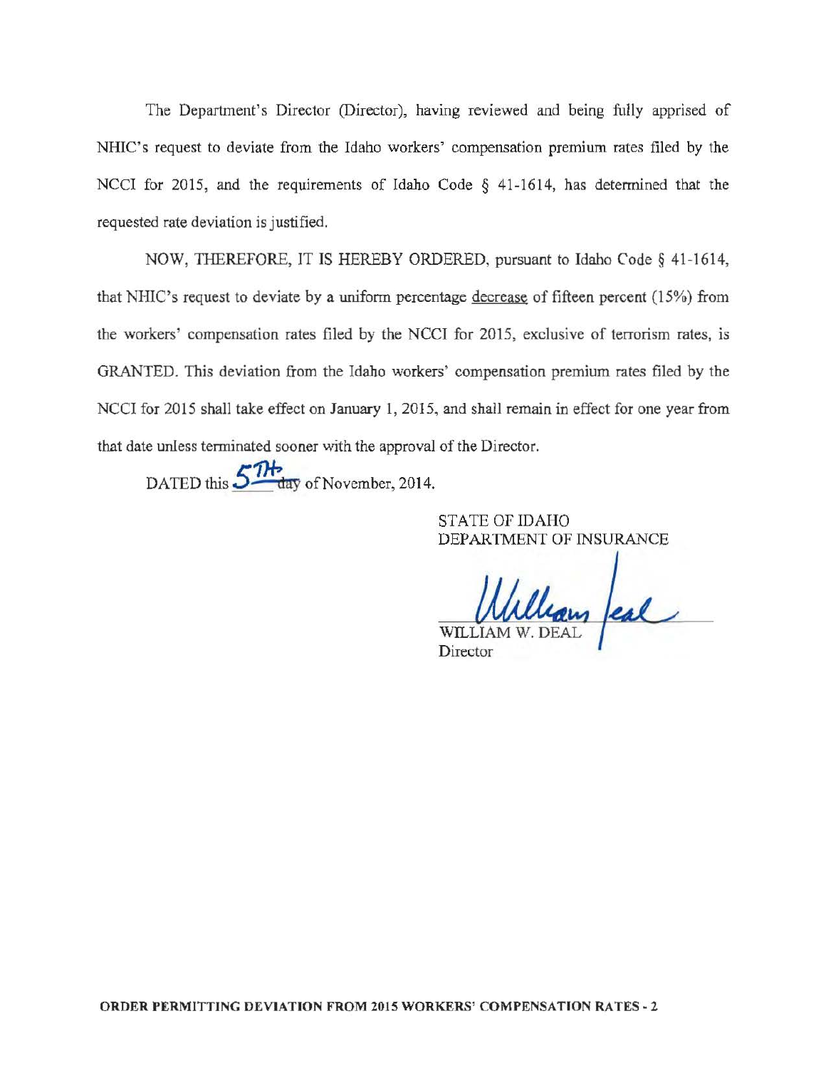The Department's Director (Director), having reviewed and being fully apprised of NHIC's request to deviate from the Idaho workers' compensation premium rates filed by the NCCI for 2015, and the requirements of Idaho Code § 41-1614, has determined that the requested rate deviation is justified.

NOW, THEREFORE, IT IS HEREBY ORDERED, pursuant to Idaho Code § 41-1614, that NHIC's request to deviate by a uniform percentage decrease of fifteen percent (15%) from the workers' compensation rates filed by the NCCI for 2015, exclusive of terrorism rates, is GRANTED. This deviation from the Idaho workers' compensation premium rates filed by the NCCI for 2015 shall take effect on January 1, 2015, and shall remain in effect for one year from that date unless terminated sooner with the approval of the Director.

DATED this 5TH day of November, 2014.

STATE OF IDAHO
DEPARTMENT OF INSURANCE

WILLIAM W. DEAL
Director

ORDER PERMITTING DEVIATION FROM 2015 WORKERS' COMPENSATION RATES - 2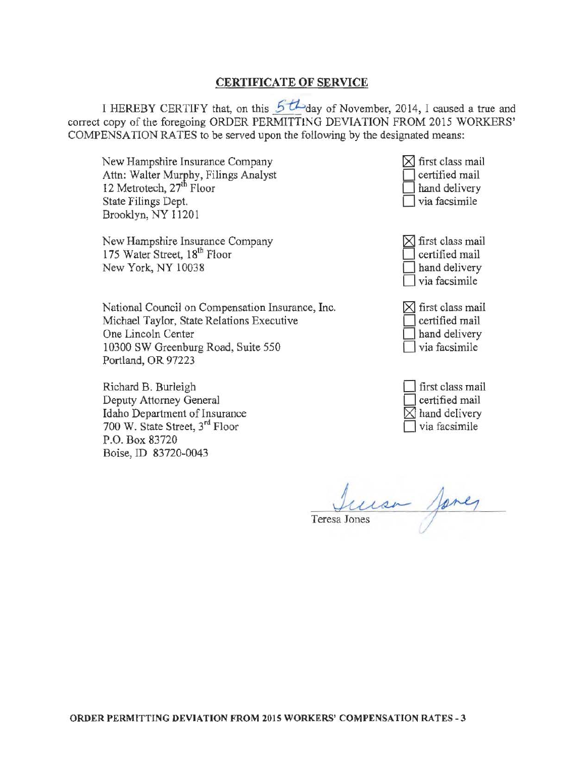## CERTIFICATE OF SERVICE

I HEREBY CERTIFY that, on this 5th day of November, 2014, I caused a true and correct copy of the foregoing ORDER PERMITTING DEVIATION FROM 2015 WORKERS' COMPENSATION RATES to be served upon the following by the designated means:

| | |
|---|---|
| New Hampshire Insurance Company<br>Attn: Walter Murphy, Filings Analyst<br>12 Metrotech, 27th Floor<br>State Filings Dept.<br>Brooklyn, NY 11201 | ☒ first class mail<br>☐ certified mail<br>☐ hand delivery<br>☐ via facsimile |
| New Hampshire Insurance Company<br>175 Water Street, 18th Floor<br>New York, NY 10038 | ☒ first class mail<br>☐ certified mail<br>☐ hand delivery<br>☐ via facsimile |
| National Council on Compensation Insurance, Inc.<br>Michael Taylor, State Relations Executive<br>One Lincoln Center<br>10300 SW Greenburg Road, Suite 550<br>Portland, OR 97223 | ☒ first class mail<br>☐ certified mail<br>☐ hand delivery<br>☐ via facsimile |
| Richard B. Burleigh<br>Deputy Attorney General<br>Idaho Department of Insurance<br>700 W. State Street, 3rd Floor<br>P.O. Box 83720<br>Boise, ID 83720-0043 | ☐ first class mail<br>☐ certified mail<br>☒ hand delivery<br>☐ via facsimile |

Teresa Jones